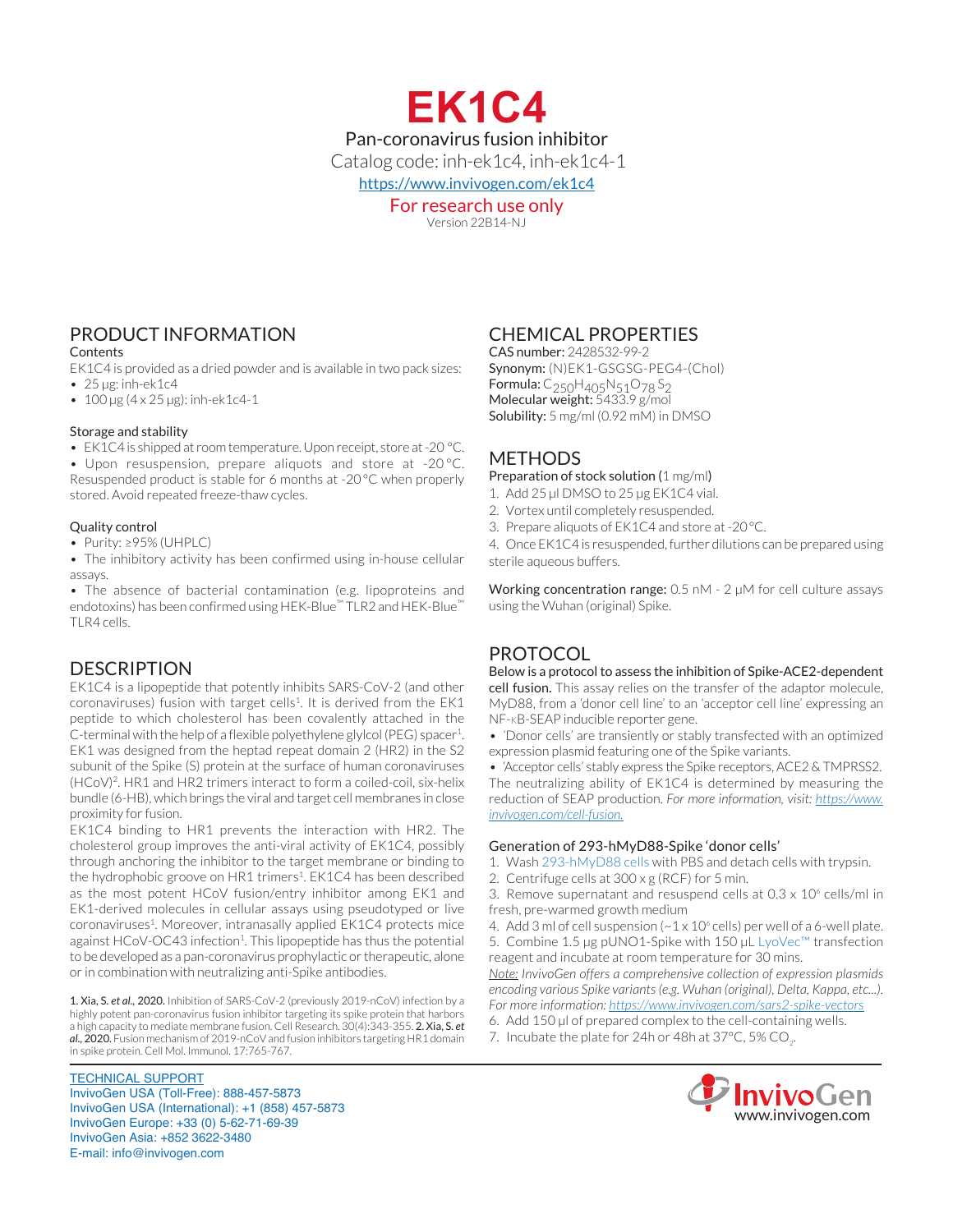# EK1C4

Pan-coronavirus fusion inhibitor

Catalog code: inh-ek1c4, inh-ek1c4-1

https://www.invivogen.com/ek1c4

For research use only

Version 22B14-NJ

## PRODUCT INFORMATION

### Contents

EK1C4 is provided as a dried powder and is available in two pack sizes:

- 25 µg: inh-ek1c4
- 100 µg (4 x 25 µg): inh-ek1c4-1

### Storage and stability

- EK1C4 is shipped at room temperature. Upon receipt, store at -20 °C.
- Upon resuspension, prepare aliquots and store at -20 °C. Resuspended product is stable for 6 months at -20 °C when properly stored. Avoid repeated freeze-thaw cycles.

### Quality control

- Purity: ≥95% (UHPLC)
- The inhibitory activity has been confirmed using in-house cellular assays.
- The absence of bacterial contamination (e.g. lipoproteins and endotoxins) has been confirmed using HEK-Blue™ TLR2 and HEK-Blue™ TLR4 cells.

## DESCRIPTION

EK1C4 is a lipopeptide that potently inhibits SARS-CoV-2 (and other coronaviruses) fusion with target cells[1]. It is derived from the EK1 peptide to which cholesterol has been covalently attached in the C-terminal with the help of a flexible polyethylene glylcol (PEG) spacer[1]. EK1 was designed from the heptad repeat domain 2 (HR2) in the S2 subunit of the Spike (S) protein at the surface of human coronaviruses (HCoV)[2]. HR1 and HR2 trimers interact to form a coiled-coil, six-helix bundle (6-HB), which brings the viral and target cell membranes in close proximity for fusion.

EK1C4 binding to HR1 prevents the interaction with HR2. The cholesterol group improves the anti-viral activity of EK1C4, possibly through anchoring the inhibitor to the target membrane or binding to the hydrophobic groove on HR1 trimers[1]. EK1C4 has been described as the most potent HCoV fusion/entry inhibitor among EK1 and EK1-derived molecules in cellular assays using pseudotyped or live coronaviruses[1]. Moreover, intranasally applied EK1C4 protects mice against HCoV-OC43 infection[1]. This lipopeptide has thus the potential to be developed as a pan-coronavirus prophylactic or therapeutic, alone or in combination with neutralizing anti-Spike antibodies.

**1. Xia, S. *et al.*, 2020.** Inhibition of SARS-CoV-2 (previously 2019-nCoV) infection by a highly potent pan-coronavirus fusion inhibitor targeting its spike protein that harbors a high capacity to mediate membrane fusion. Cell Research. 30(4):343-355. **2. Xia, S. *et al.*, 2020.** Fusion mechanism of 2019-nCoV and fusion inhibitors targeting HR1 domain in spike protein. Cell Mol. Immunol. 17:765-767.

## CHEMICAL PROPERTIES

**CAS number:** 2428532-99-2

**Synonym:** (N)EK1-GSGSG-PEG4-(Chol)

**Formula:** $C_{250}H_{405}N_{51}O_{78}S_2$

**Molecular weight:** 5433.9 g/mol

**Solubility:** 5 mg/ml (0.92 mM) in DMSO

## METHODS

### Preparation of stock solution (1 mg/ml)

1. Add 25 µl DMSO to 25 µg EK1C4 vial.
2. Vortex until completely resuspended.
3. Prepare aliquots of EK1C4 and store at -20 °C.
4. Once EK1C4 is resuspended, further dilutions can be prepared using sterile aqueous buffers.

**Working concentration range:** 0.5 nM - 2 µM for cell culture assays using the Wuhan (original) Spike.

## PROTOCOL

**Below is a protocol to assess the inhibition of Spike-ACE2-dependent cell fusion.** This assay relies on the transfer of the adaptor molecule, MyD88, from a 'donor cell line' to an 'acceptor cell line' expressing an NF-κB-SEAP inducible reporter gene.

- 'Donor cells' are transiently or stably transfected with an optimized expression plasmid featuring one of the Spike variants.
- 'Acceptor cells' stably express the Spike receptors, ACE2 & TMPRSS2.

The neutralizing ability of EK1C4 is determined by measuring the reduction of SEAP production. *For more information, visit: https://www.invivogen.com/cell-fusion.*

### Generation of 293-hMyD88-Spike 'donor cells'

1. Wash 293-hMyD88 cells with PBS and detach cells with trypsin.
2. Centrifuge cells at 300 x g (RCF) for 5 min.
3. Remove supernatant and resuspend cells at 0.3 x $10^6$ cells/ml in fresh, pre-warmed growth medium
4. Add 3 ml of cell suspension (~1 x $10^6$ cells) per well of a 6-well plate.
5. Combine 1.5 µg pUNO1-Spike with 150 µL LyoVec™ transfection reagent and incubate at room temperature for 30 mins.

*Note: InvivoGen offers a comprehensive collection of expression plasmids encoding various Spike variants (e.g. Wuhan (original), Delta, Kappa, etc...). For more information: https://www.invivogen.com/sars2-spike-vectors*

6. Add 150 µl of prepared complex to the cell-containing wells.
7. Incubate the plate for 24h or 48h at 37°C, 5% $CO_2$.

TECHNICAL SUPPORT

InvivoGen USA (Toll-Free): 888-457-5873

InvivoGen USA (International): +1 (858) 457-5873

InvivoGen Europe: +33 (0) 5-62-71-69-39

InvivoGen Asia: +852 3622-3480

E-mail: info@invivogen.com

InvivoGen www.invivogen.com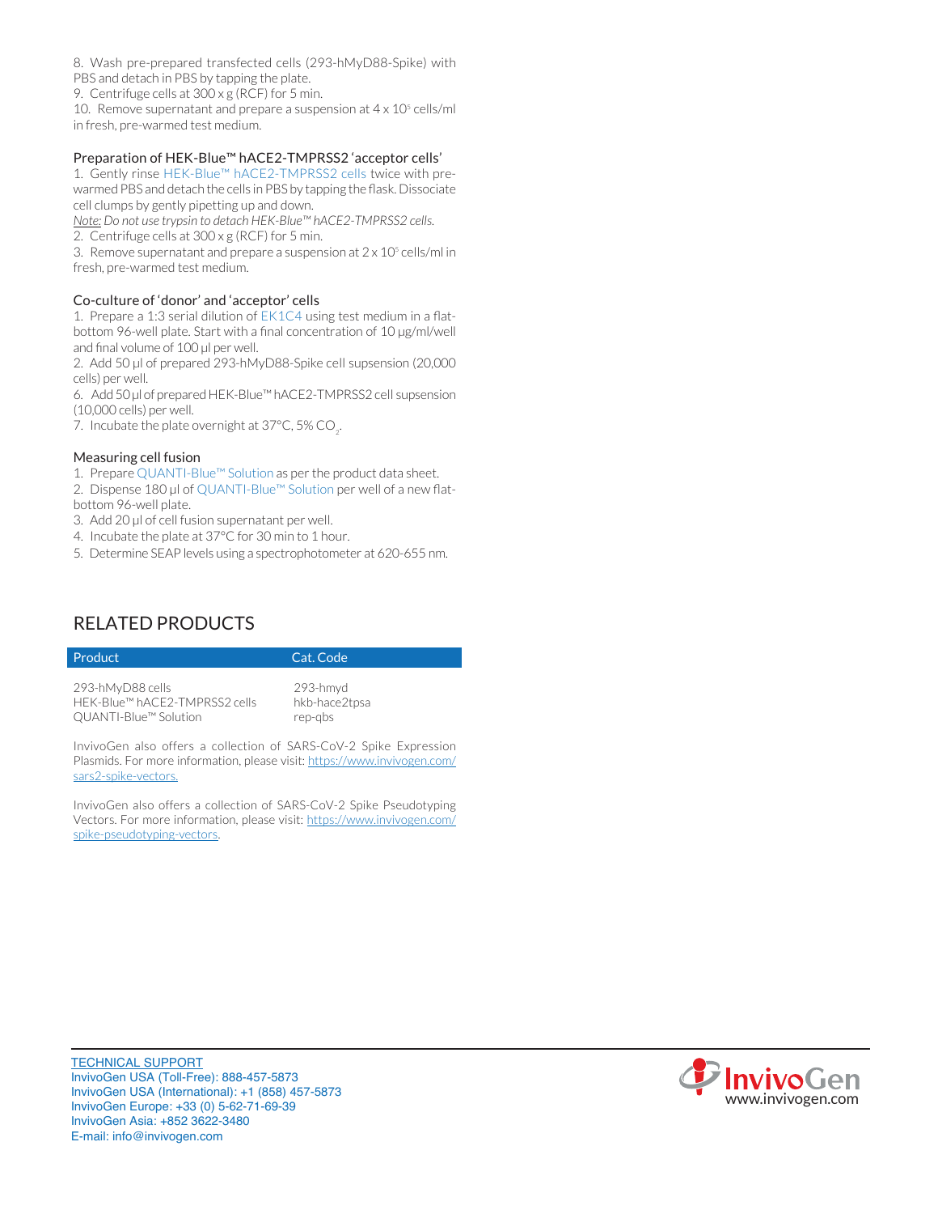8. Wash pre-prepared transfected cells (293-hMyD88-Spike) with PBS and detach in PBS by tapping the plate.
9. Centrifuge cells at 300 x g (RCF) for 5 min.
10. Remove supernatant and prepare a suspension at 4 x $10^5$ cells/ml in fresh, pre-warmed test medium.

### Preparation of HEK-Blue™ hACE2-TMPRSS2 'acceptor cells'

1. Gently rinse HEK-Blue™ hACE2-TMPRSS2 cells twice with pre-warmed PBS and detach the cells in PBS by tapping the flask. Dissociate cell clumps by gently pipetting up and down.
*Note: Do not use trypsin to detach HEK-Blue™ hACE2-TMPRSS2 cells.*
2. Centrifuge cells at 300 x g (RCF) for 5 min.
3. Remove supernatant and prepare a suspension at 2 x $10^5$ cells/ml in fresh, pre-warmed test medium.

### Co-culture of 'donor' and 'acceptor' cells

1. Prepare a 1:3 serial dilution of EK1C4 using test medium in a flat-bottom 96-well plate. Start with a final concentration of 10 µg/ml/well and final volume of 100 µl per well.
2. Add 50 µl of prepared 293-hMyD88-Spike cell supsension (20,000 cells) per well.
6. Add 50 µl of prepared HEK-Blue™ hACE2-TMPRSS2 cell supsension (10,000 cells) per well.
7. Incubate the plate overnight at 37°C, 5% $CO_2$.

### Measuring cell fusion

1. Prepare QUANTI-Blue™ Solution as per the product data sheet.
2. Dispense 180 µl of QUANTI-Blue™ Solution per well of a new flat-bottom 96-well plate.
3. Add 20 µl of cell fusion supernatant per well.
4. Incubate the plate at 37°C for 30 min to 1 hour.
5. Determine SEAP levels using a spectrophotometer at 620-655 nm.

## RELATED PRODUCTS

| Product | Cat. Code |
| --- | --- |
| 293-hMyD88 cells | 293-hmyd |
| HEK-Blue™ hACE2-TMPRSS2 cells | hkb-hace2tpsa |
| QUANTI-Blue™ Solution | rep-qbs |

InvivoGen also offers a collection of SARS-CoV-2 Spike Expression Plasmids. For more information, please visit: https://www.invivogen.com/sars2-spike-vectors.

InvivoGen also offers a collection of SARS-CoV-2 Spike Pseudotyping Vectors. For more information, please visit: https://www.invivogen.com/spike-pseudotyping-vectors.

TECHNICAL SUPPORT
InvivoGen USA (Toll-Free): 888-457-5873
InvivoGen USA (International): +1 (858) 457-5873
InvivoGen Europe: +33 (0) 5-62-71-69-39
InvivoGen Asia: +852 3622-3480
E-mail: info@invivogen.com

InvivoGen
www.invivogen.com